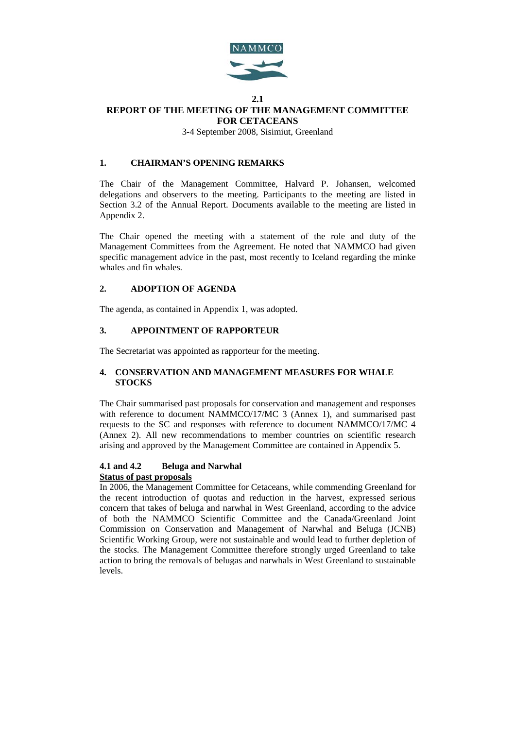# 2.1
# REPORT OF THE MEETING OF THE MANAGEMENT COMMITTEE FOR CETACEANS

3-4 September 2008, Sisimiut, Greenland

## 1. CHAIRMAN'S OPENING REMARKS

The Chair of the Management Committee, Halvard P. Johansen, welcomed delegations and observers to the meeting. Participants to the meeting are listed in Section 3.2 of the Annual Report. Documents available to the meeting are listed in Appendix 2.

The Chair opened the meeting with a statement of the role and duty of the Management Committees from the Agreement. He noted that NAMMCO had given specific management advice in the past, most recently to Iceland regarding the minke whales and fin whales.

## 2. ADOPTION OF AGENDA

The agenda, as contained in Appendix 1, was adopted.

## 3. APPOINTMENT OF RAPPORTEUR

The Secretariat was appointed as rapporteur for the meeting.

## 4. CONSERVATION AND MANAGEMENT MEASURES FOR WHALE STOCKS

The Chair summarised past proposals for conservation and management and responses with reference to document NAMMCO/17/MC 3 (Annex 1), and summarised past requests to the SC and responses with reference to document NAMMCO/17/MC 4 (Annex 2). All new recommendations to member countries on scientific research arising and approved by the Management Committee are contained in Appendix 5.

### 4.1 and 4.2 Beluga and Narwhal

**Status of past proposals**

In 2006, the Management Committee for Cetaceans, while commending Greenland for the recent introduction of quotas and reduction in the harvest, expressed serious concern that takes of beluga and narwhal in West Greenland, according to the advice of both the NAMMCO Scientific Committee and the Canada/Greenland Joint Commission on Conservation and Management of Narwhal and Beluga (JCNB) Scientific Working Group, were not sustainable and would lead to further depletion of the stocks. The Management Committee therefore strongly urged Greenland to take action to bring the removals of belugas and narwhals in West Greenland to sustainable levels.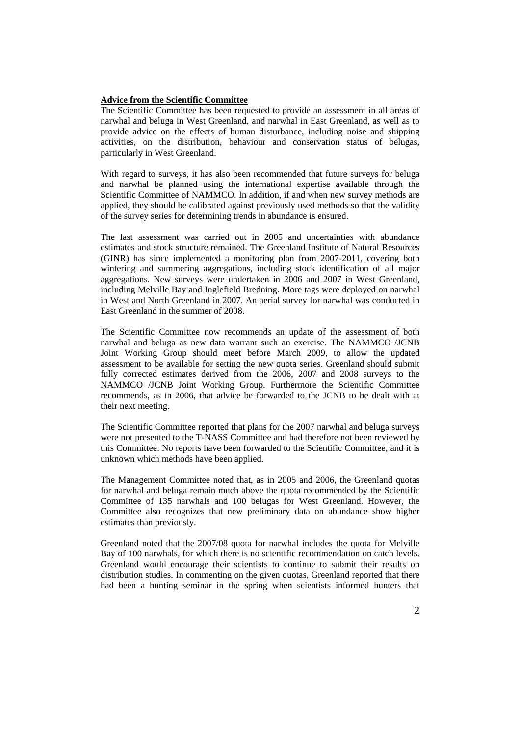**Advice from the Scientific Committee**

The Scientific Committee has been requested to provide an assessment in all areas of narwhal and beluga in West Greenland, and narwhal in East Greenland, as well as to provide advice on the effects of human disturbance, including noise and shipping activities, on the distribution, behaviour and conservation status of belugas, particularly in West Greenland.

With regard to surveys, it has also been recommended that future surveys for beluga and narwhal be planned using the international expertise available through the Scientific Committee of NAMMCO. In addition, if and when new survey methods are applied, they should be calibrated against previously used methods so that the validity of the survey series for determining trends in abundance is ensured.

The last assessment was carried out in 2005 and uncertainties with abundance estimates and stock structure remained. The Greenland Institute of Natural Resources (GINR) has since implemented a monitoring plan from 2007-2011, covering both wintering and summering aggregations, including stock identification of all major aggregations. New surveys were undertaken in 2006 and 2007 in West Greenland, including Melville Bay and Inglefield Bredning. More tags were deployed on narwhal in West and North Greenland in 2007. An aerial survey for narwhal was conducted in East Greenland in the summer of 2008.

The Scientific Committee now recommends an update of the assessment of both narwhal and beluga as new data warrant such an exercise. The NAMMCO /JCNB Joint Working Group should meet before March 2009, to allow the updated assessment to be available for setting the new quota series. Greenland should submit fully corrected estimates derived from the 2006, 2007 and 2008 surveys to the NAMMCO /JCNB Joint Working Group. Furthermore the Scientific Committee recommends, as in 2006, that advice be forwarded to the JCNB to be dealt with at their next meeting.

The Scientific Committee reported that plans for the 2007 narwhal and beluga surveys were not presented to the T-NASS Committee and had therefore not been reviewed by this Committee. No reports have been forwarded to the Scientific Committee, and it is unknown which methods have been applied.

The Management Committee noted that, as in 2005 and 2006, the Greenland quotas for narwhal and beluga remain much above the quota recommended by the Scientific Committee of 135 narwhals and 100 belugas for West Greenland. However, the Committee also recognizes that new preliminary data on abundance show higher estimates than previously.

Greenland noted that the 2007/08 quota for narwhal includes the quota for Melville Bay of 100 narwhals, for which there is no scientific recommendation on catch levels. Greenland would encourage their scientists to continue to submit their results on distribution studies. In commenting on the given quotas, Greenland reported that there had been a hunting seminar in the spring when scientists informed hunters that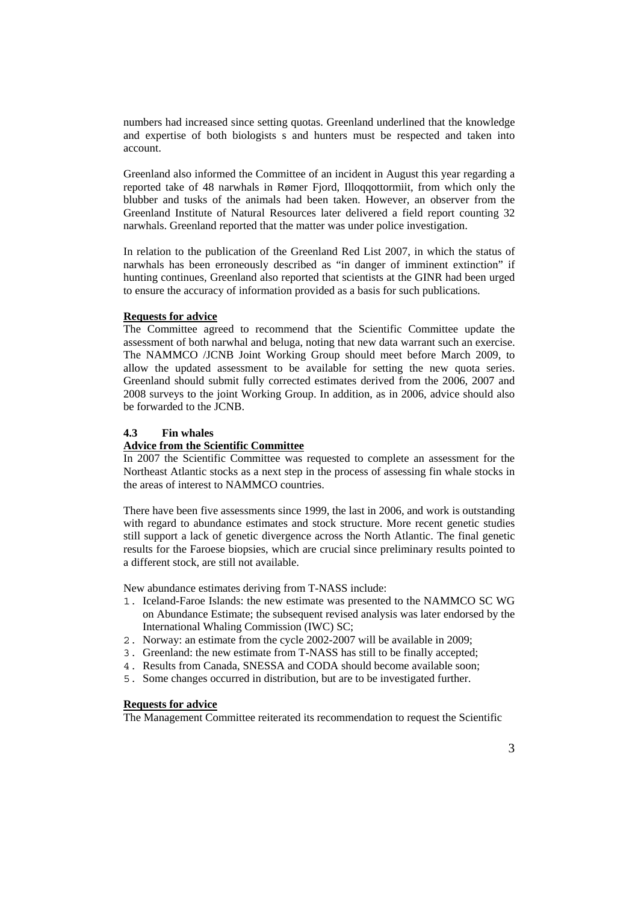numbers had increased since setting quotas. Greenland underlined that the knowledge and expertise of both biologists s and hunters must be respected and taken into account.

Greenland also informed the Committee of an incident in August this year regarding a reported take of 48 narwhals in Rømer Fjord, Illoqqottormiit, from which only the blubber and tusks of the animals had been taken. However, an observer from the Greenland Institute of Natural Resources later delivered a field report counting 32 narwhals. Greenland reported that the matter was under police investigation.

In relation to the publication of the Greenland Red List 2007, in which the status of narwhals has been erroneously described as "in danger of imminent extinction" if hunting continues, Greenland also reported that scientists at the GINR had been urged to ensure the accuracy of information provided as a basis for such publications.

**Requests for advice**

The Committee agreed to recommend that the Scientific Committee update the assessment of both narwhal and beluga, noting that new data warrant such an exercise. The NAMMCO /JCNB Joint Working Group should meet before March 2009, to allow the updated assessment to be available for setting the new quota series. Greenland should submit fully corrected estimates derived from the 2006, 2007 and 2008 surveys to the joint Working Group. In addition, as in 2006, advice should also be forwarded to the JCNB.

### 4.3 Fin whales

**Advice from the Scientific Committee**

In 2007 the Scientific Committee was requested to complete an assessment for the Northeast Atlantic stocks as a next step in the process of assessing fin whale stocks in the areas of interest to NAMMCO countries.

There have been five assessments since 1999, the last in 2006, and work is outstanding with regard to abundance estimates and stock structure. More recent genetic studies still support a lack of genetic divergence across the North Atlantic. The final genetic results for the Faroese biopsies, which are crucial since preliminary results pointed to a different stock, are still not available.

New abundance estimates deriving from T-NASS include:

1. Iceland-Faroe Islands: the new estimate was presented to the NAMMCO SC WG on Abundance Estimate; the subsequent revised analysis was later endorsed by the International Whaling Commission (IWC) SC;
2. Norway: an estimate from the cycle 2002-2007 will be available in 2009;
3. Greenland: the new estimate from T-NASS has still to be finally accepted;
4. Results from Canada, SNESSA and CODA should become available soon;
5. Some changes occurred in distribution, but are to be investigated further.

**Requests for advice**

The Management Committee reiterated its recommendation to request the Scientific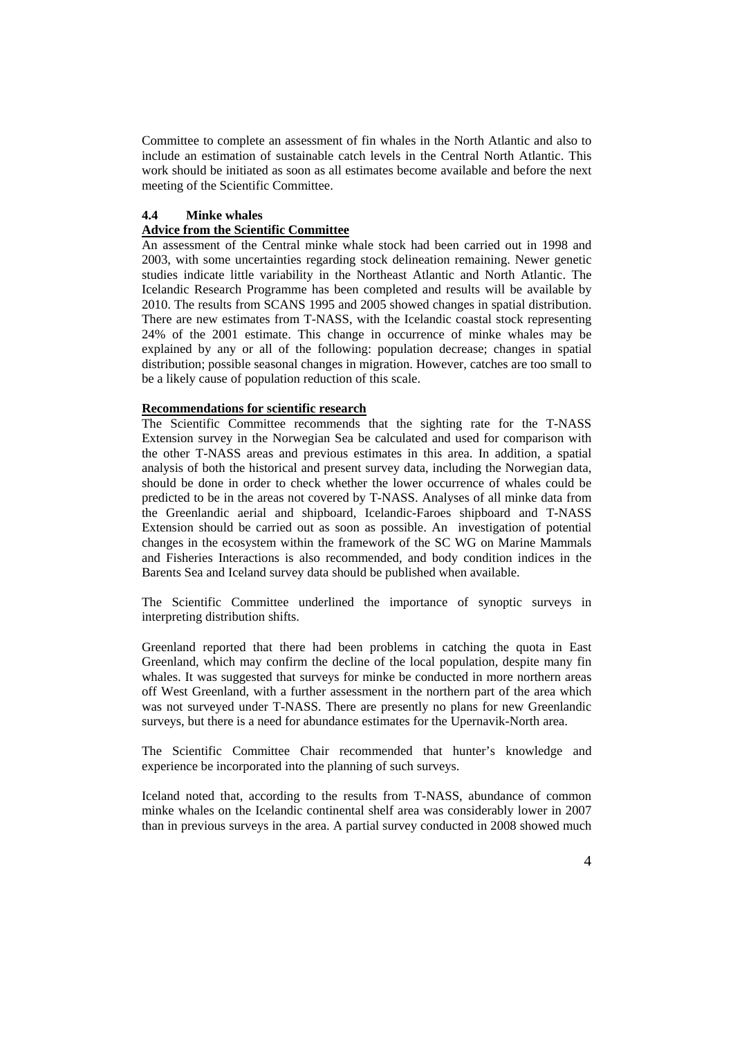Committee to complete an assessment of fin whales in the North Atlantic and also to include an estimation of sustainable catch levels in the Central North Atlantic. This work should be initiated as soon as all estimates become available and before the next meeting of the Scientific Committee.

### 4.4 Minke whales

**Advice from the Scientific Committee**

An assessment of the Central minke whale stock had been carried out in 1998 and 2003, with some uncertainties regarding stock delineation remaining. Newer genetic studies indicate little variability in the Northeast Atlantic and North Atlantic. The Icelandic Research Programme has been completed and results will be available by 2010. The results from SCANS 1995 and 2005 showed changes in spatial distribution. There are new estimates from T-NASS, with the Icelandic coastal stock representing 24% of the 2001 estimate. This change in occurrence of minke whales may be explained by any or all of the following: population decrease; changes in spatial distribution; possible seasonal changes in migration. However, catches are too small to be a likely cause of population reduction of this scale.

**Recommendations for scientific research**

The Scientific Committee recommends that the sighting rate for the T-NASS Extension survey in the Norwegian Sea be calculated and used for comparison with the other T-NASS areas and previous estimates in this area. In addition, a spatial analysis of both the historical and present survey data, including the Norwegian data, should be done in order to check whether the lower occurrence of whales could be predicted to be in the areas not covered by T-NASS. Analyses of all minke data from the Greenlandic aerial and shipboard, Icelandic-Faroes shipboard and T-NASS Extension should be carried out as soon as possible. An investigation of potential changes in the ecosystem within the framework of the SC WG on Marine Mammals and Fisheries Interactions is also recommended, and body condition indices in the Barents Sea and Iceland survey data should be published when available.

The Scientific Committee underlined the importance of synoptic surveys in interpreting distribution shifts.

Greenland reported that there had been problems in catching the quota in East Greenland, which may confirm the decline of the local population, despite many fin whales. It was suggested that surveys for minke be conducted in more northern areas off West Greenland, with a further assessment in the northern part of the area which was not surveyed under T-NASS. There are presently no plans for new Greenlandic surveys, but there is a need for abundance estimates for the Upernavik-North area.

The Scientific Committee Chair recommended that hunter's knowledge and experience be incorporated into the planning of such surveys.

Iceland noted that, according to the results from T-NASS, abundance of common minke whales on the Icelandic continental shelf area was considerably lower in 2007 than in previous surveys in the area. A partial survey conducted in 2008 showed much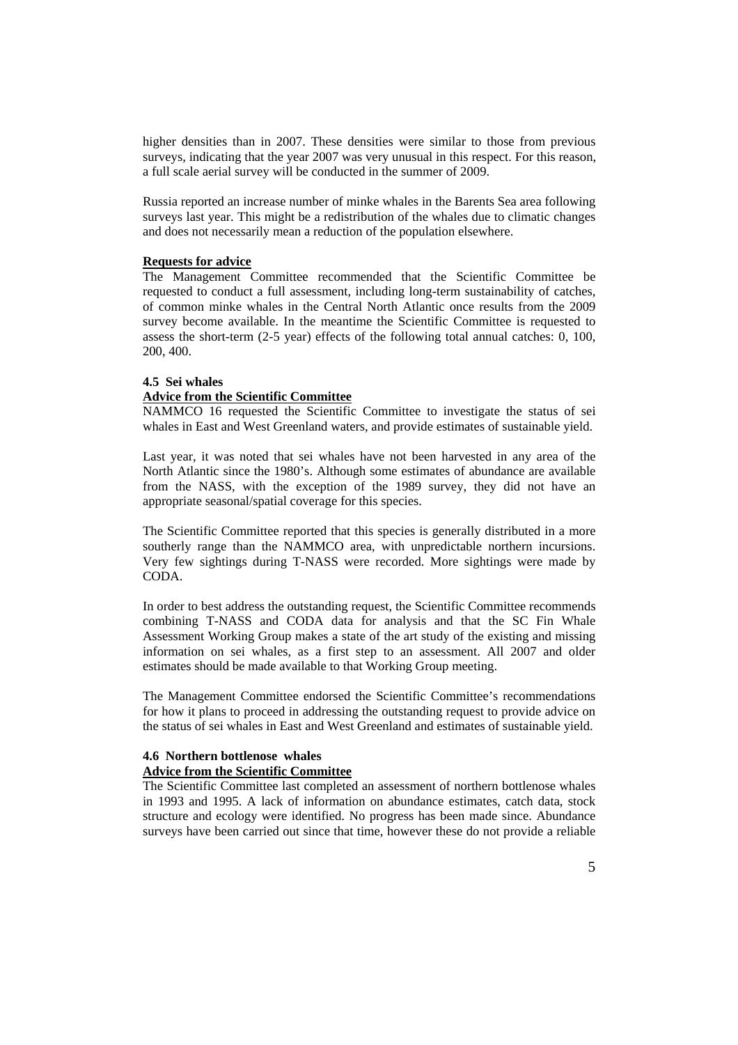higher densities than in 2007. These densities were similar to those from previous surveys, indicating that the year 2007 was very unusual in this respect. For this reason, a full scale aerial survey will be conducted in the summer of 2009.

Russia reported an increase number of minke whales in the Barents Sea area following surveys last year. This might be a redistribution of the whales due to climatic changes and does not necessarily mean a reduction of the population elsewhere.

**Requests for advice**

The Management Committee recommended that the Scientific Committee be requested to conduct a full assessment, including long-term sustainability of catches, of common minke whales in the Central North Atlantic once results from the 2009 survey become available. In the meantime the Scientific Committee is requested to assess the short-term (2-5 year) effects of the following total annual catches: 0, 100, 200, 400.

### 4.5 Sei whales

**Advice from the Scientific Committee**

NAMMCO 16 requested the Scientific Committee to investigate the status of sei whales in East and West Greenland waters, and provide estimates of sustainable yield.

Last year, it was noted that sei whales have not been harvested in any area of the North Atlantic since the 1980's. Although some estimates of abundance are available from the NASS, with the exception of the 1989 survey, they did not have an appropriate seasonal/spatial coverage for this species.

The Scientific Committee reported that this species is generally distributed in a more southerly range than the NAMMCO area, with unpredictable northern incursions. Very few sightings during T-NASS were recorded. More sightings were made by CODA.

In order to best address the outstanding request, the Scientific Committee recommends combining T-NASS and CODA data for analysis and that the SC Fin Whale Assessment Working Group makes a state of the art study of the existing and missing information on sei whales, as a first step to an assessment. All 2007 and older estimates should be made available to that Working Group meeting.

The Management Committee endorsed the Scientific Committee's recommendations for how it plans to proceed in addressing the outstanding request to provide advice on the status of sei whales in East and West Greenland and estimates of sustainable yield.

### 4.6 Northern bottlenose whales

**Advice from the Scientific Committee**

The Scientific Committee last completed an assessment of northern bottlenose whales in 1993 and 1995. A lack of information on abundance estimates, catch data, stock structure and ecology were identified. No progress has been made since. Abundance surveys have been carried out since that time, however these do not provide a reliable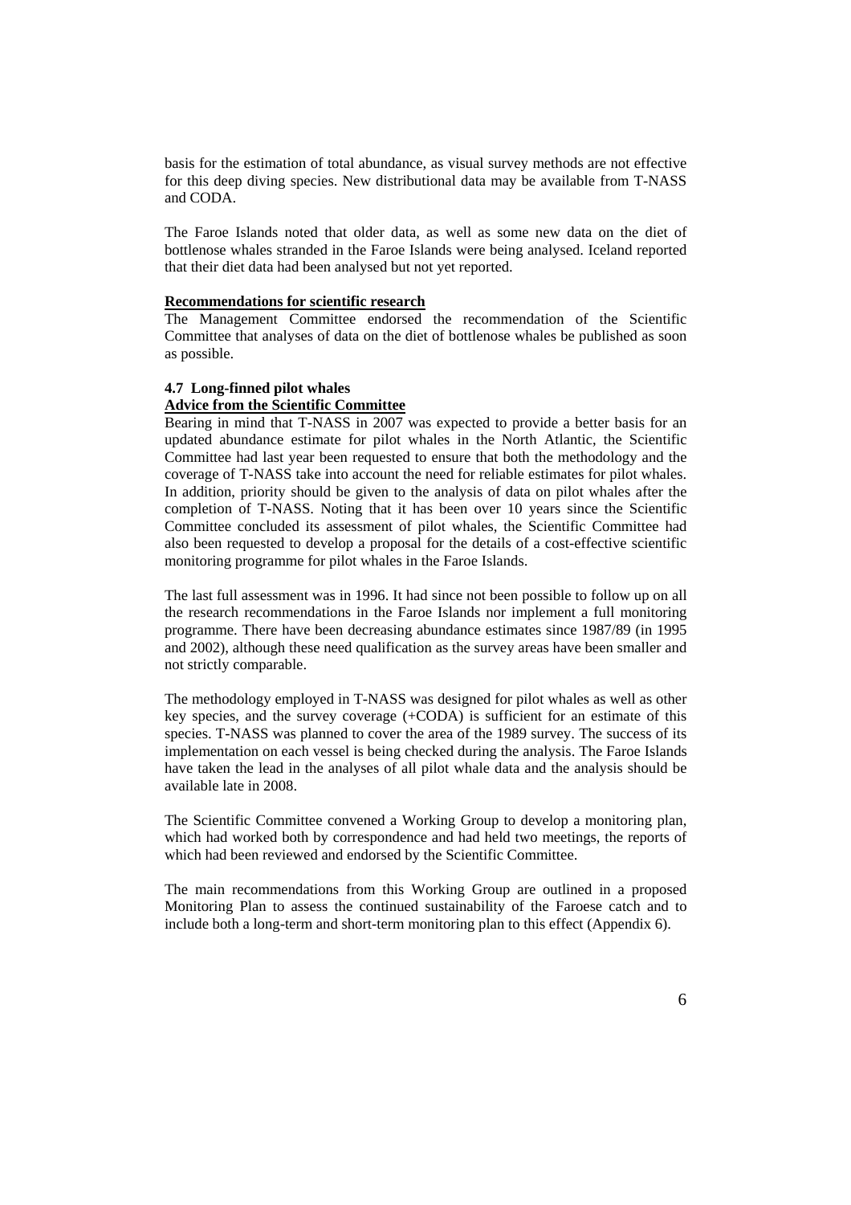basis for the estimation of total abundance, as visual survey methods are not effective for this deep diving species. New distributional data may be available from T-NASS and CODA.

The Faroe Islands noted that older data, as well as some new data on the diet of bottlenose whales stranded in the Faroe Islands were being analysed. Iceland reported that their diet data had been analysed but not yet reported.

**Recommendations for scientific research**

The Management Committee endorsed the recommendation of the Scientific Committee that analyses of data on the diet of bottlenose whales be published as soon as possible.

### 4.7 Long-finned pilot whales

**Advice from the Scientific Committee**

Bearing in mind that T-NASS in 2007 was expected to provide a better basis for an updated abundance estimate for pilot whales in the North Atlantic, the Scientific Committee had last year been requested to ensure that both the methodology and the coverage of T-NASS take into account the need for reliable estimates for pilot whales. In addition, priority should be given to the analysis of data on pilot whales after the completion of T-NASS. Noting that it has been over 10 years since the Scientific Committee concluded its assessment of pilot whales, the Scientific Committee had also been requested to develop a proposal for the details of a cost-effective scientific monitoring programme for pilot whales in the Faroe Islands.

The last full assessment was in 1996. It had since not been possible to follow up on all the research recommendations in the Faroe Islands nor implement a full monitoring programme. There have been decreasing abundance estimates since 1987/89 (in 1995 and 2002), although these need qualification as the survey areas have been smaller and not strictly comparable.

The methodology employed in T-NASS was designed for pilot whales as well as other key species, and the survey coverage (+CODA) is sufficient for an estimate of this species. T-NASS was planned to cover the area of the 1989 survey. The success of its implementation on each vessel is being checked during the analysis. The Faroe Islands have taken the lead in the analyses of all pilot whale data and the analysis should be available late in 2008.

The Scientific Committee convened a Working Group to develop a monitoring plan, which had worked both by correspondence and had held two meetings, the reports of which had been reviewed and endorsed by the Scientific Committee.

The main recommendations from this Working Group are outlined in a proposed Monitoring Plan to assess the continued sustainability of the Faroese catch and to include both a long-term and short-term monitoring plan to this effect (Appendix 6).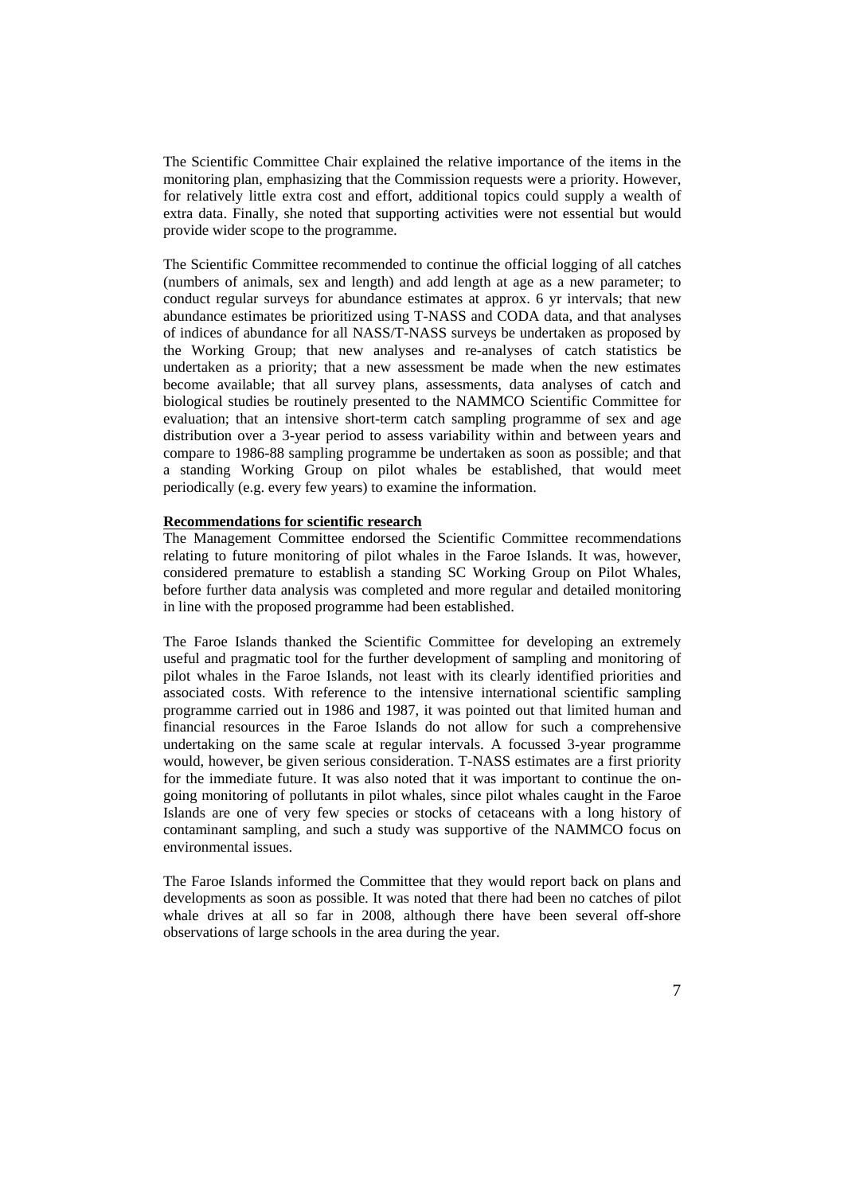The Scientific Committee Chair explained the relative importance of the items in the monitoring plan, emphasizing that the Commission requests were a priority. However, for relatively little extra cost and effort, additional topics could supply a wealth of extra data. Finally, she noted that supporting activities were not essential but would provide wider scope to the programme.

The Scientific Committee recommended to continue the official logging of all catches (numbers of animals, sex and length) and add length at age as a new parameter; to conduct regular surveys for abundance estimates at approx. 6 yr intervals; that new abundance estimates be prioritized using T-NASS and CODA data, and that analyses of indices of abundance for all NASS/T-NASS surveys be undertaken as proposed by the Working Group; that new analyses and re-analyses of catch statistics be undertaken as a priority; that a new assessment be made when the new estimates become available; that all survey plans, assessments, data analyses of catch and biological studies be routinely presented to the NAMMCO Scientific Committee for evaluation; that an intensive short-term catch sampling programme of sex and age distribution over a 3-year period to assess variability within and between years and compare to 1986-88 sampling programme be undertaken as soon as possible; and that a standing Working Group on pilot whales be established, that would meet periodically (e.g. every few years) to examine the information.

**Recommendations for scientific research**

The Management Committee endorsed the Scientific Committee recommendations relating to future monitoring of pilot whales in the Faroe Islands. It was, however, considered premature to establish a standing SC Working Group on Pilot Whales, before further data analysis was completed and more regular and detailed monitoring in line with the proposed programme had been established.

The Faroe Islands thanked the Scientific Committee for developing an extremely useful and pragmatic tool for the further development of sampling and monitoring of pilot whales in the Faroe Islands, not least with its clearly identified priorities and associated costs. With reference to the intensive international scientific sampling programme carried out in 1986 and 1987, it was pointed out that limited human and financial resources in the Faroe Islands do not allow for such a comprehensive undertaking on the same scale at regular intervals. A focussed 3-year programme would, however, be given serious consideration. T-NASS estimates are a first priority for the immediate future. It was also noted that it was important to continue the on-going monitoring of pollutants in pilot whales, since pilot whales caught in the Faroe Islands are one of very few species or stocks of cetaceans with a long history of contaminant sampling, and such a study was supportive of the NAMMCO focus on environmental issues.

The Faroe Islands informed the Committee that they would report back on plans and developments as soon as possible. It was noted that there had been no catches of pilot whale drives at all so far in 2008, although there have been several off-shore observations of large schools in the area during the year.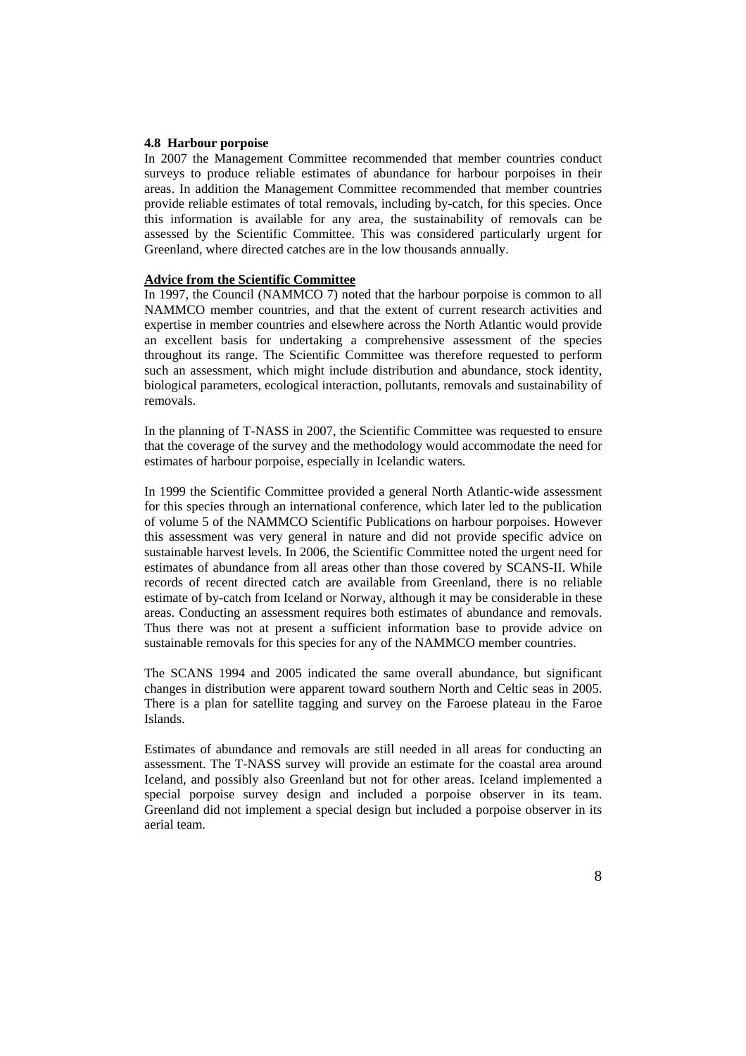### 4.8 Harbour porpoise

In 2007 the Management Committee recommended that member countries conduct surveys to produce reliable estimates of abundance for harbour porpoises in their areas. In addition the Management Committee recommended that member countries provide reliable estimates of total removals, including by-catch, for this species. Once this information is available for any area, the sustainability of removals can be assessed by the Scientific Committee. This was considered particularly urgent for Greenland, where directed catches are in the low thousands annually.

**Advice from the Scientific Committee**

In 1997, the Council (NAMMCO 7) noted that the harbour porpoise is common to all NAMMCO member countries, and that the extent of current research activities and expertise in member countries and elsewhere across the North Atlantic would provide an excellent basis for undertaking a comprehensive assessment of the species throughout its range. The Scientific Committee was therefore requested to perform such an assessment, which might include distribution and abundance, stock identity, biological parameters, ecological interaction, pollutants, removals and sustainability of removals.

In the planning of T-NASS in 2007, the Scientific Committee was requested to ensure that the coverage of the survey and the methodology would accommodate the need for estimates of harbour porpoise, especially in Icelandic waters.

In 1999 the Scientific Committee provided a general North Atlantic-wide assessment for this species through an international conference, which later led to the publication of volume 5 of the NAMMCO Scientific Publications on harbour porpoises. However this assessment was very general in nature and did not provide specific advice on sustainable harvest levels. In 2006, the Scientific Committee noted the urgent need for estimates of abundance from all areas other than those covered by SCANS-II. While records of recent directed catch are available from Greenland, there is no reliable estimate of by-catch from Iceland or Norway, although it may be considerable in these areas. Conducting an assessment requires both estimates of abundance and removals. Thus there was not at present a sufficient information base to provide advice on sustainable removals for this species for any of the NAMMCO member countries.

The SCANS 1994 and 2005 indicated the same overall abundance, but significant changes in distribution were apparent toward southern North and Celtic seas in 2005. There is a plan for satellite tagging and survey on the Faroese plateau in the Faroe Islands.

Estimates of abundance and removals are still needed in all areas for conducting an assessment. The T-NASS survey will provide an estimate for the coastal area around Iceland, and possibly also Greenland but not for other areas. Iceland implemented a special porpoise survey design and included a porpoise observer in its team. Greenland did not implement a special design but included a porpoise observer in its aerial team.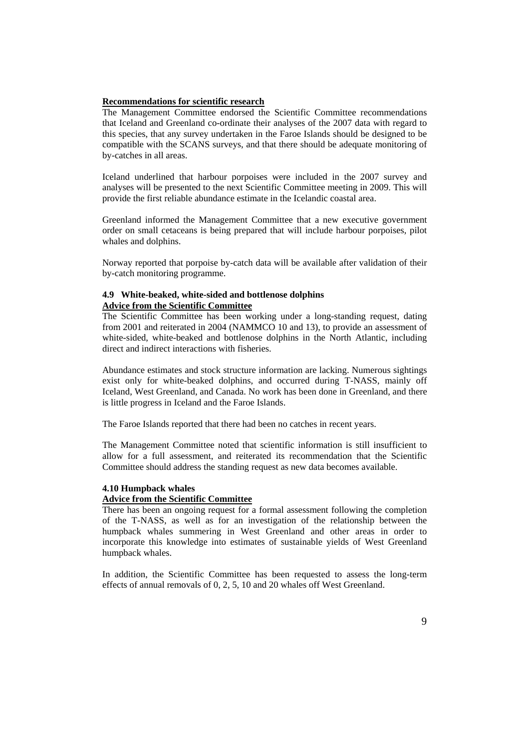**Recommendations for scientific research**

The Management Committee endorsed the Scientific Committee recommendations that Iceland and Greenland co-ordinate their analyses of the 2007 data with regard to this species, that any survey undertaken in the Faroe Islands should be designed to be compatible with the SCANS surveys, and that there should be adequate monitoring of by-catches in all areas.

Iceland underlined that harbour porpoises were included in the 2007 survey and analyses will be presented to the next Scientific Committee meeting in 2009. This will provide the first reliable abundance estimate in the Icelandic coastal area.

Greenland informed the Management Committee that a new executive government order on small cetaceans is being prepared that will include harbour porpoises, pilot whales and dolphins.

Norway reported that porpoise by-catch data will be available after validation of their by-catch monitoring programme.

### 4.9 White-beaked, white-sided and bottlenose dolphins

**Advice from the Scientific Committee**

The Scientific Committee has been working under a long-standing request, dating from 2001 and reiterated in 2004 (NAMMCO 10 and 13), to provide an assessment of white-sided, white-beaked and bottlenose dolphins in the North Atlantic, including direct and indirect interactions with fisheries.

Abundance estimates and stock structure information are lacking. Numerous sightings exist only for white-beaked dolphins, and occurred during T-NASS, mainly off Iceland, West Greenland, and Canada. No work has been done in Greenland, and there is little progress in Iceland and the Faroe Islands.

The Faroe Islands reported that there had been no catches in recent years.

The Management Committee noted that scientific information is still insufficient to allow for a full assessment, and reiterated its recommendation that the Scientific Committee should address the standing request as new data becomes available.

### 4.10 Humpback whales

**Advice from the Scientific Committee**

There has been an ongoing request for a formal assessment following the completion of the T-NASS, as well as for an investigation of the relationship between the humpback whales summering in West Greenland and other areas in order to incorporate this knowledge into estimates of sustainable yields of West Greenland humpback whales.

In addition, the Scientific Committee has been requested to assess the long-term effects of annual removals of 0, 2, 5, 10 and 20 whales off West Greenland.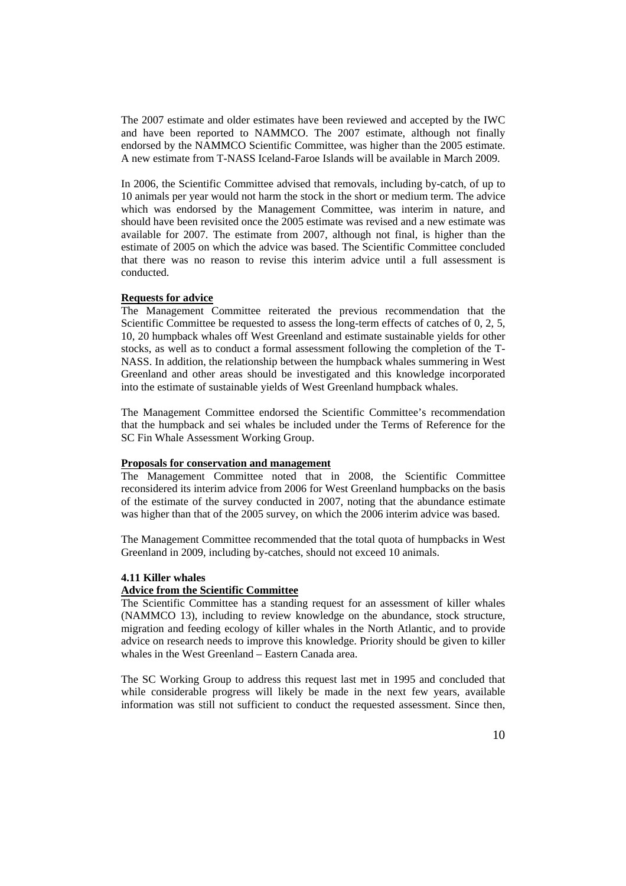The 2007 estimate and older estimates have been reviewed and accepted by the IWC and have been reported to NAMMCO. The 2007 estimate, although not finally endorsed by the NAMMCO Scientific Committee, was higher than the 2005 estimate. A new estimate from T-NASS Iceland-Faroe Islands will be available in March 2009.

In 2006, the Scientific Committee advised that removals, including by-catch, of up to 10 animals per year would not harm the stock in the short or medium term. The advice which was endorsed by the Management Committee, was interim in nature, and should have been revisited once the 2005 estimate was revised and a new estimate was available for 2007. The estimate from 2007, although not final, is higher than the estimate of 2005 on which the advice was based. The Scientific Committee concluded that there was no reason to revise this interim advice until a full assessment is conducted.

**Requests for advice**

The Management Committee reiterated the previous recommendation that the Scientific Committee be requested to assess the long-term effects of catches of 0, 2, 5, 10, 20 humpback whales off West Greenland and estimate sustainable yields for other stocks, as well as to conduct a formal assessment following the completion of the T-NASS. In addition, the relationship between the humpback whales summering in West Greenland and other areas should be investigated and this knowledge incorporated into the estimate of sustainable yields of West Greenland humpback whales.

The Management Committee endorsed the Scientific Committee's recommendation that the humpback and sei whales be included under the Terms of Reference for the SC Fin Whale Assessment Working Group.

**Proposals for conservation and management**

The Management Committee noted that in 2008, the Scientific Committee reconsidered its interim advice from 2006 for West Greenland humpbacks on the basis of the estimate of the survey conducted in 2007, noting that the abundance estimate was higher than that of the 2005 survey, on which the 2006 interim advice was based.

The Management Committee recommended that the total quota of humpbacks in West Greenland in 2009, including by-catches, should not exceed 10 animals.

### 4.11 Killer whales

**Advice from the Scientific Committee**

The Scientific Committee has a standing request for an assessment of killer whales (NAMMCO 13), including to review knowledge on the abundance, stock structure, migration and feeding ecology of killer whales in the North Atlantic, and to provide advice on research needs to improve this knowledge. Priority should be given to killer whales in the West Greenland – Eastern Canada area.

The SC Working Group to address this request last met in 1995 and concluded that while considerable progress will likely be made in the next few years, available information was still not sufficient to conduct the requested assessment. Since then,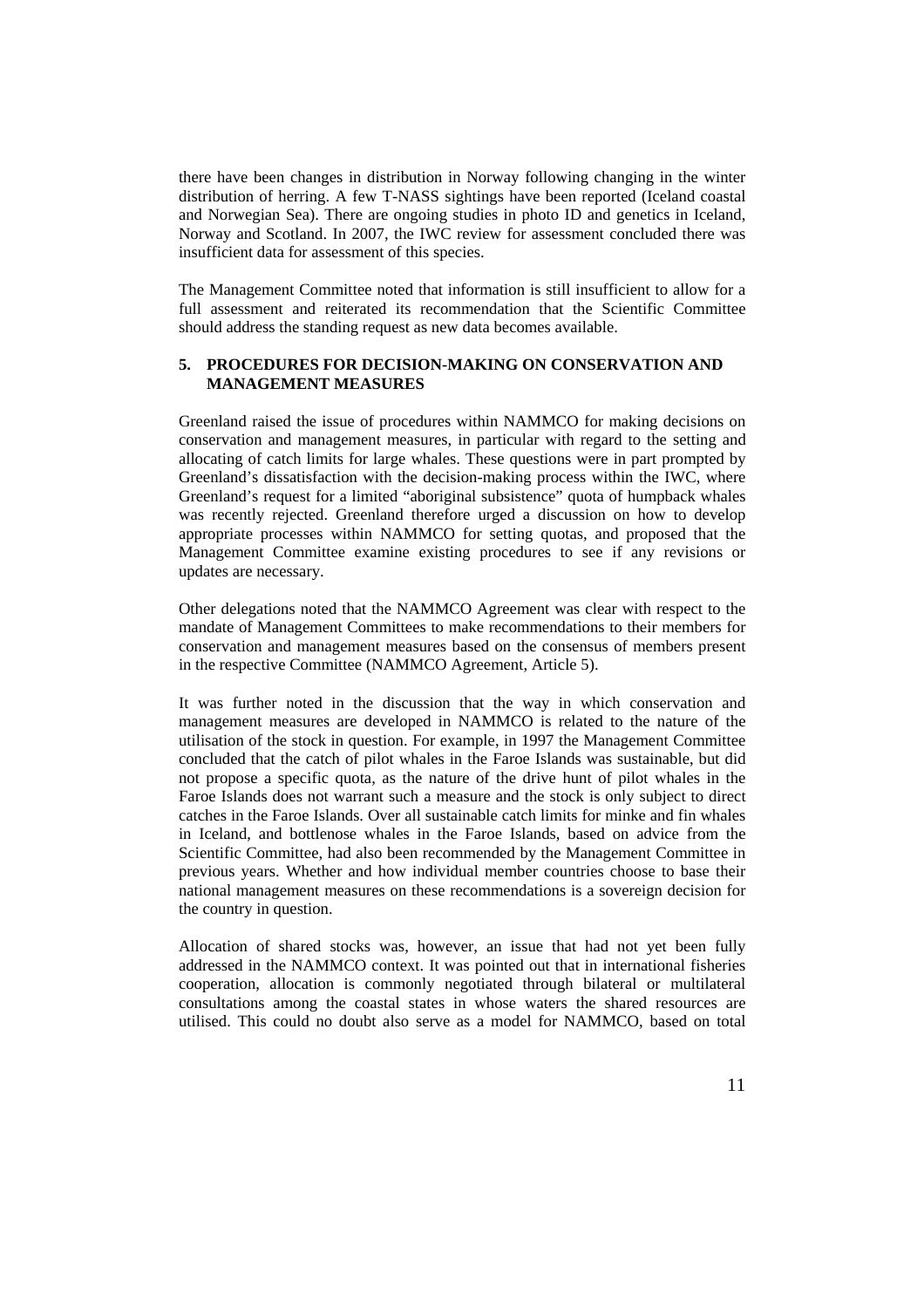there have been changes in distribution in Norway following changing in the winter distribution of herring. A few T-NASS sightings have been reported (Iceland coastal and Norwegian Sea). There are ongoing studies in photo ID and genetics in Iceland, Norway and Scotland. In 2007, the IWC review for assessment concluded there was insufficient data for assessment of this species.

The Management Committee noted that information is still insufficient to allow for a full assessment and reiterated its recommendation that the Scientific Committee should address the standing request as new data becomes available.

## 5. PROCEDURES FOR DECISION-MAKING ON CONSERVATION AND MANAGEMENT MEASURES

Greenland raised the issue of procedures within NAMMCO for making decisions on conservation and management measures, in particular with regard to the setting and allocating of catch limits for large whales. These questions were in part prompted by Greenland's dissatisfaction with the decision-making process within the IWC, where Greenland's request for a limited "aboriginal subsistence" quota of humpback whales was recently rejected. Greenland therefore urged a discussion on how to develop appropriate processes within NAMMCO for setting quotas, and proposed that the Management Committee examine existing procedures to see if any revisions or updates are necessary.

Other delegations noted that the NAMMCO Agreement was clear with respect to the mandate of Management Committees to make recommendations to their members for conservation and management measures based on the consensus of members present in the respective Committee (NAMMCO Agreement, Article 5).

It was further noted in the discussion that the way in which conservation and management measures are developed in NAMMCO is related to the nature of the utilisation of the stock in question. For example, in 1997 the Management Committee concluded that the catch of pilot whales in the Faroe Islands was sustainable, but did not propose a specific quota, as the nature of the drive hunt of pilot whales in the Faroe Islands does not warrant such a measure and the stock is only subject to direct catches in the Faroe Islands. Over all sustainable catch limits for minke and fin whales in Iceland, and bottlenose whales in the Faroe Islands, based on advice from the Scientific Committee, had also been recommended by the Management Committee in previous years. Whether and how individual member countries choose to base their national management measures on these recommendations is a sovereign decision for the country in question.

Allocation of shared stocks was, however, an issue that had not yet been fully addressed in the NAMMCO context. It was pointed out that in international fisheries cooperation, allocation is commonly negotiated through bilateral or multilateral consultations among the coastal states in whose waters the shared resources are utilised. This could no doubt also serve as a model for NAMMCO, based on total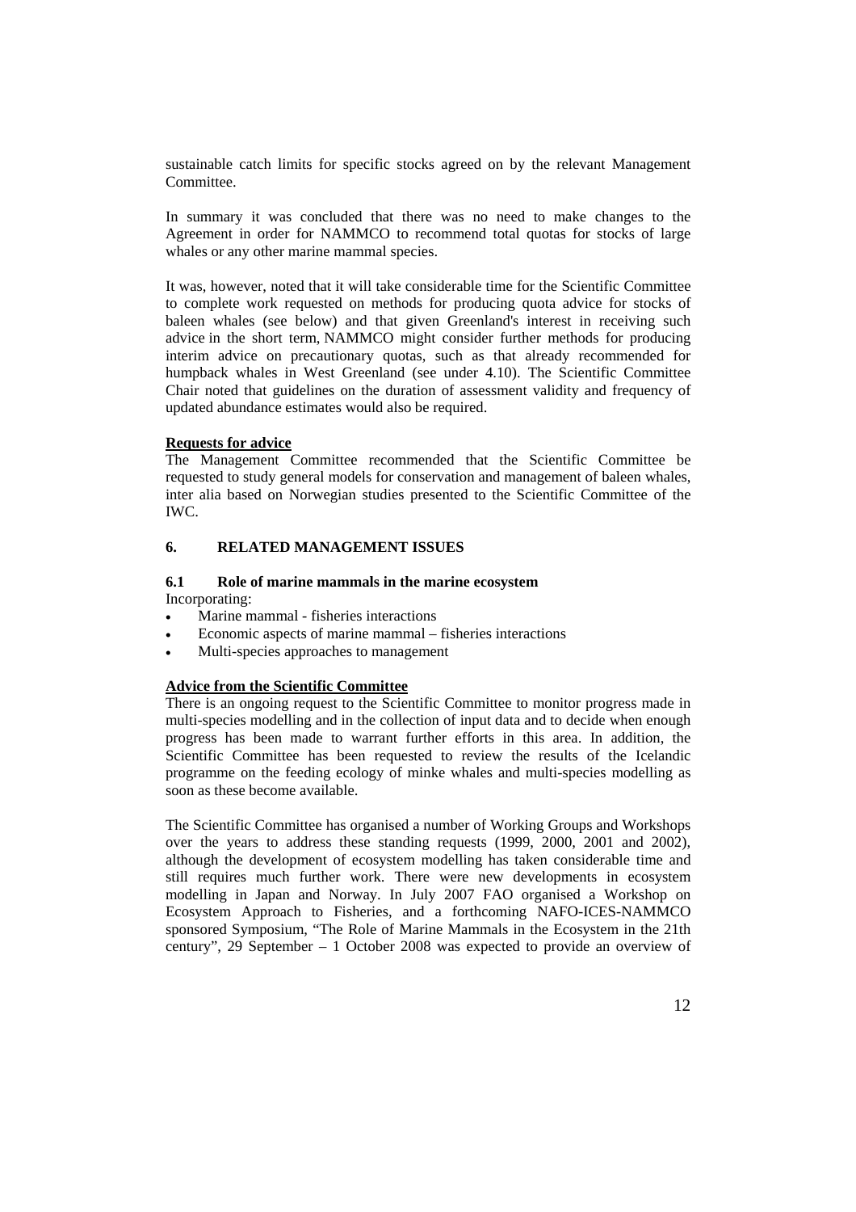sustainable catch limits for specific stocks agreed on by the relevant Management Committee.

In summary it was concluded that there was no need to make changes to the Agreement in order for NAMMCO to recommend total quotas for stocks of large whales or any other marine mammal species.

It was, however, noted that it will take considerable time for the Scientific Committee to complete work requested on methods for producing quota advice for stocks of baleen whales (see below) and that given Greenland's interest in receiving such advice in the short term, NAMMCO might consider further methods for producing interim advice on precautionary quotas, such as that already recommended for humpback whales in West Greenland (see under 4.10). The Scientific Committee Chair noted that guidelines on the duration of assessment validity and frequency of updated abundance estimates would also be required.

**Requests for advice**

The Management Committee recommended that the Scientific Committee be requested to study general models for conservation and management of baleen whales, inter alia based on Norwegian studies presented to the Scientific Committee of the IWC.

## 6. RELATED MANAGEMENT ISSUES

### 6.1 Role of marine mammals in the marine ecosystem

Incorporating:

- Marine mammal - fisheries interactions
- Economic aspects of marine mammal – fisheries interactions
- Multi-species approaches to management

**Advice from the Scientific Committee**

There is an ongoing request to the Scientific Committee to monitor progress made in multi-species modelling and in the collection of input data and to decide when enough progress has been made to warrant further efforts in this area. In addition, the Scientific Committee has been requested to review the results of the Icelandic programme on the feeding ecology of minke whales and multi-species modelling as soon as these become available.

The Scientific Committee has organised a number of Working Groups and Workshops over the years to address these standing requests (1999, 2000, 2001 and 2002), although the development of ecosystem modelling has taken considerable time and still requires much further work. There were new developments in ecosystem modelling in Japan and Norway. In July 2007 FAO organised a Workshop on Ecosystem Approach to Fisheries, and a forthcoming NAFO-ICES-NAMMCO sponsored Symposium, "The Role of Marine Mammals in the Ecosystem in the 21th century", 29 September – 1 October 2008 was expected to provide an overview of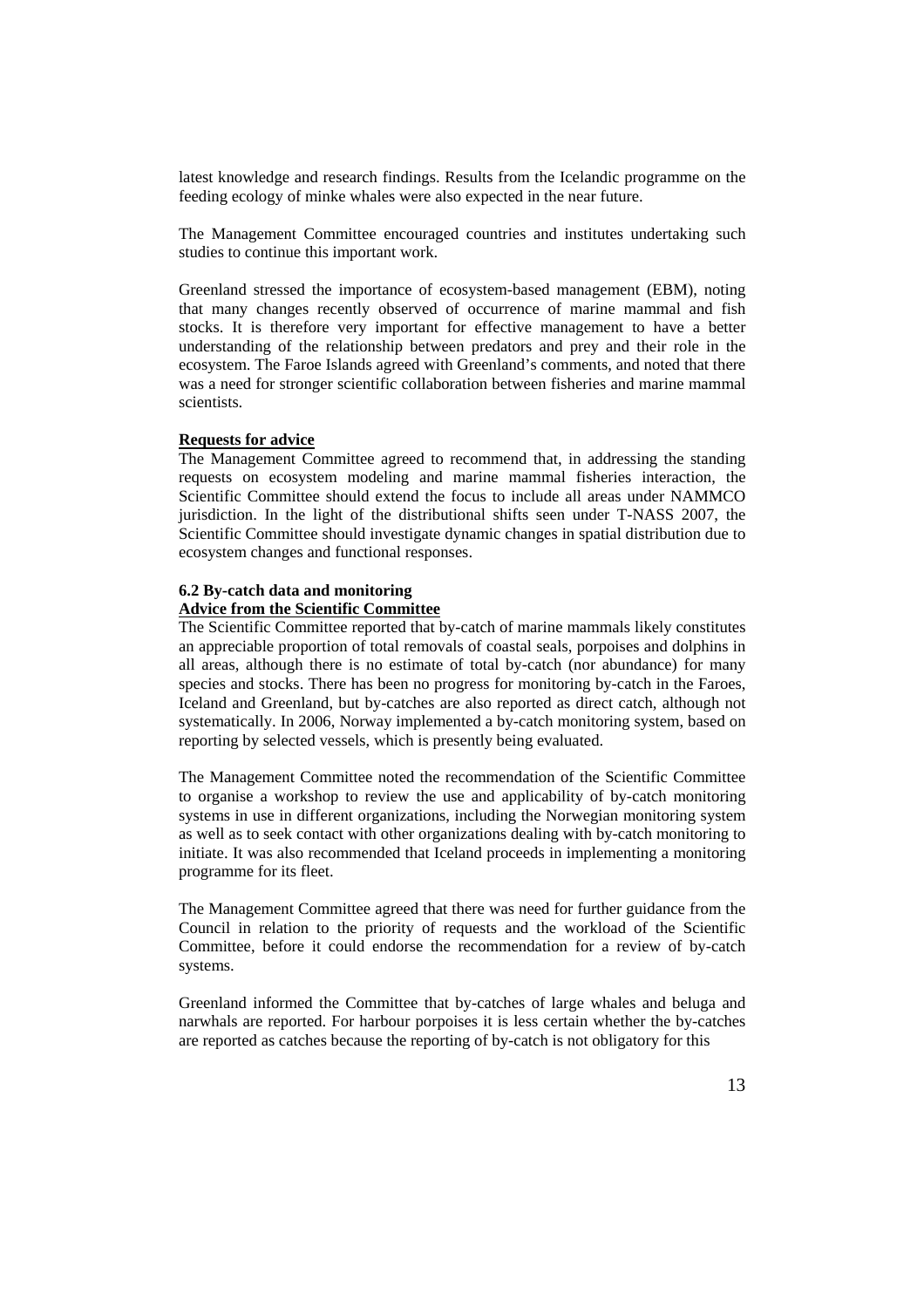latest knowledge and research findings. Results from the Icelandic programme on the feeding ecology of minke whales were also expected in the near future.

The Management Committee encouraged countries and institutes undertaking such studies to continue this important work.

Greenland stressed the importance of ecosystem-based management (EBM), noting that many changes recently observed of occurrence of marine mammal and fish stocks. It is therefore very important for effective management to have a better understanding of the relationship between predators and prey and their role in the ecosystem. The Faroe Islands agreed with Greenland's comments, and noted that there was a need for stronger scientific collaboration between fisheries and marine mammal scientists.

**Requests for advice**

The Management Committee agreed to recommend that, in addressing the standing requests on ecosystem modeling and marine mammal fisheries interaction, the Scientific Committee should extend the focus to include all areas under NAMMCO jurisdiction. In the light of the distributional shifts seen under T-NASS 2007, the Scientific Committee should investigate dynamic changes in spatial distribution due to ecosystem changes and functional responses.

### 6.2 By-catch data and monitoring

**Advice from the Scientific Committee**

The Scientific Committee reported that by-catch of marine mammals likely constitutes an appreciable proportion of total removals of coastal seals, porpoises and dolphins in all areas, although there is no estimate of total by-catch (nor abundance) for many species and stocks. There has been no progress for monitoring by-catch in the Faroes, Iceland and Greenland, but by-catches are also reported as direct catch, although not systematically. In 2006, Norway implemented a by-catch monitoring system, based on reporting by selected vessels, which is presently being evaluated.

The Management Committee noted the recommendation of the Scientific Committee to organise a workshop to review the use and applicability of by-catch monitoring systems in use in different organizations, including the Norwegian monitoring system as well as to seek contact with other organizations dealing with by-catch monitoring to initiate. It was also recommended that Iceland proceeds in implementing a monitoring programme for its fleet.

The Management Committee agreed that there was need for further guidance from the Council in relation to the priority of requests and the workload of the Scientific Committee, before it could endorse the recommendation for a review of by-catch systems.

Greenland informed the Committee that by-catches of large whales and beluga and narwhals are reported. For harbour porpoises it is less certain whether the by-catches are reported as catches because the reporting of by-catch is not obligatory for this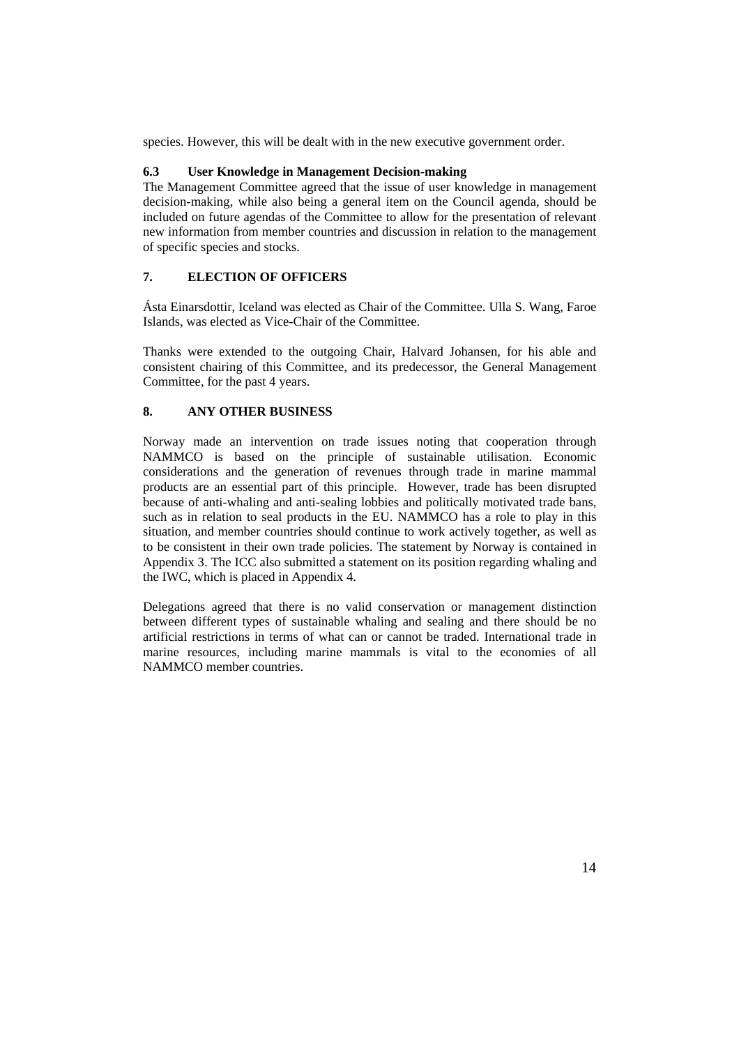species. However, this will be dealt with in the new executive government order.

### 6.3 User Knowledge in Management Decision-making

The Management Committee agreed that the issue of user knowledge in management decision-making, while also being a general item on the Council agenda, should be included on future agendas of the Committee to allow for the presentation of relevant new information from member countries and discussion in relation to the management of specific species and stocks.

## 7. ELECTION OF OFFICERS

Ásta Einarsdottir, Iceland was elected as Chair of the Committee. Ulla S. Wang, Faroe Islands, was elected as Vice-Chair of the Committee.

Thanks were extended to the outgoing Chair, Halvard Johansen, for his able and consistent chairing of this Committee, and its predecessor, the General Management Committee, for the past 4 years.

## 8. ANY OTHER BUSINESS

Norway made an intervention on trade issues noting that cooperation through NAMMCO is based on the principle of sustainable utilisation. Economic considerations and the generation of revenues through trade in marine mammal products are an essential part of this principle. However, trade has been disrupted because of anti-whaling and anti-sealing lobbies and politically motivated trade bans, such as in relation to seal products in the EU. NAMMCO has a role to play in this situation, and member countries should continue to work actively together, as well as to be consistent in their own trade policies. The statement by Norway is contained in Appendix 3. The ICC also submitted a statement on its position regarding whaling and the IWC, which is placed in Appendix 4.

Delegations agreed that there is no valid conservation or management distinction between different types of sustainable whaling and sealing and there should be no artificial restrictions in terms of what can or cannot be traded. International trade in marine resources, including marine mammals is vital to the economies of all NAMMCO member countries.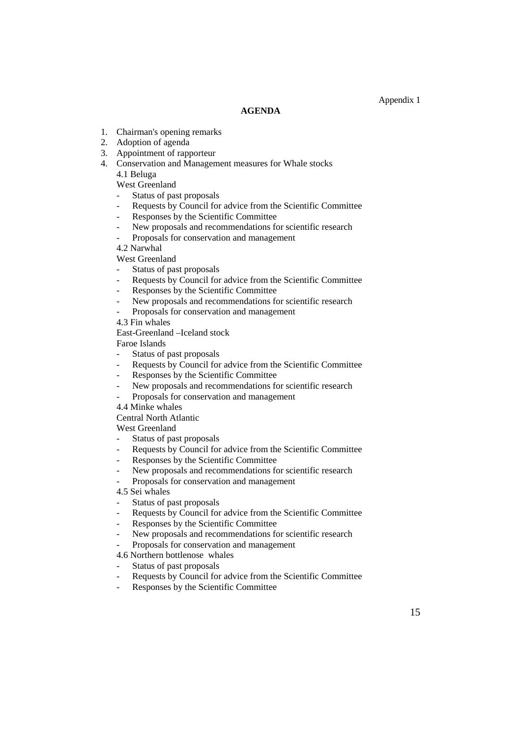Appendix 1

## AGENDA

1. Chairman's opening remarks
2. Adoption of agenda
3. Appointment of rapporteur
4. Conservation and Management measures for Whale stocks

   4.1 Beluga

   West Greenland
   - Status of past proposals
   - Requests by Council for advice from the Scientific Committee
   - Responses by the Scientific Committee
   - New proposals and recommendations for scientific research
   - Proposals for conservation and management

   4.2 Narwhal

   West Greenland
   - Status of past proposals
   - Requests by Council for advice from the Scientific Committee
   - Responses by the Scientific Committee
   - New proposals and recommendations for scientific research
   - Proposals for conservation and management

   4.3 Fin whales

   East-Greenland –Iceland stock

   Faroe Islands
   - Status of past proposals
   - Requests by Council for advice from the Scientific Committee
   - Responses by the Scientific Committee
   - New proposals and recommendations for scientific research
   - Proposals for conservation and management

   4.4 Minke whales

   Central North Atlantic

   West Greenland
   - Status of past proposals
   - Requests by Council for advice from the Scientific Committee
   - Responses by the Scientific Committee
   - New proposals and recommendations for scientific research
   - Proposals for conservation and management

   4.5 Sei whales
   - Status of past proposals
   - Requests by Council for advice from the Scientific Committee
   - Responses by the Scientific Committee
   - New proposals and recommendations for scientific research
   - Proposals for conservation and management

   4.6 Northern bottlenose whales
   - Status of past proposals
   - Requests by Council for advice from the Scientific Committee
   - Responses by the Scientific Committee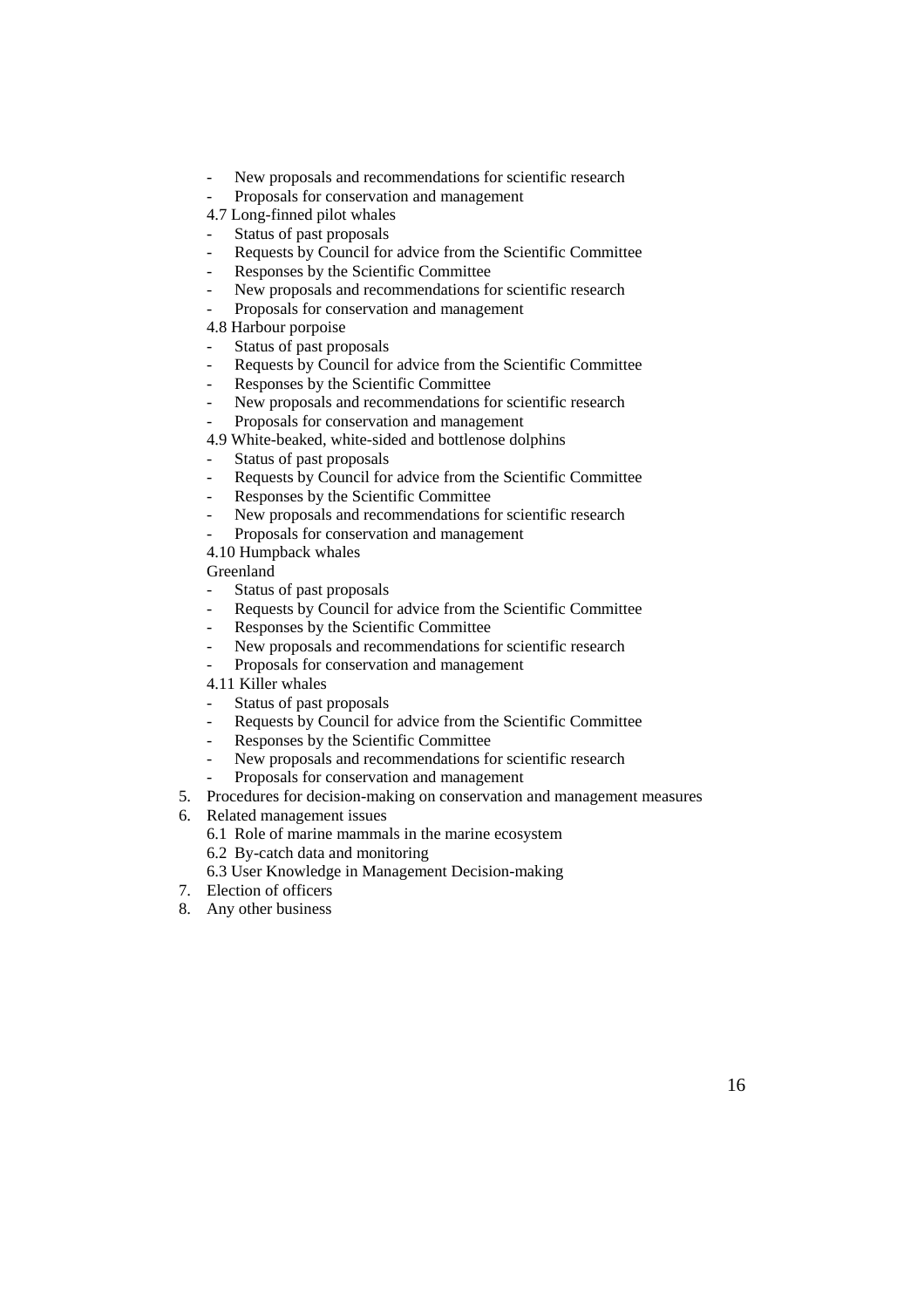- New proposals and recommendations for scientific research
- Proposals for conservation and management

4.7 Long-finned pilot whales

- Status of past proposals
- Requests by Council for advice from the Scientific Committee
- Responses by the Scientific Committee
- New proposals and recommendations for scientific research
- Proposals for conservation and management

4.8 Harbour porpoise

- Status of past proposals
- Requests by Council for advice from the Scientific Committee
- Responses by the Scientific Committee
- New proposals and recommendations for scientific research
- Proposals for conservation and management

4.9 White-beaked, white-sided and bottlenose dolphins

- Status of past proposals
- Requests by Council for advice from the Scientific Committee
- Responses by the Scientific Committee
- New proposals and recommendations for scientific research
- Proposals for conservation and management

4.10 Humpback whales

Greenland

- Status of past proposals
- Requests by Council for advice from the Scientific Committee
- Responses by the Scientific Committee
- New proposals and recommendations for scientific research
- Proposals for conservation and management

4.11 Killer whales

- Status of past proposals
- Requests by Council for advice from the Scientific Committee
- Responses by the Scientific Committee
- New proposals and recommendations for scientific research
- Proposals for conservation and management

5. Procedures for decision-making on conservation and management measures
6. Related management issues
   6.1 Role of marine mammals in the marine ecosystem
   6.2 By-catch data and monitoring
   6.3 User Knowledge in Management Decision-making
7. Election of officers
8. Any other business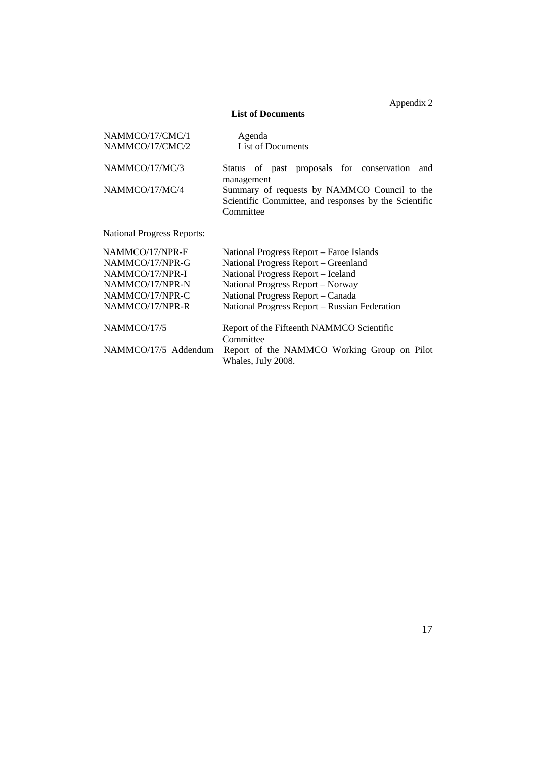Appendix 2

## List of Documents

| | |
|---|---|
| NAMMCO/17/CMC/1 | Agenda |
| NAMMCO/17/CMC/2 | List of Documents |
| NAMMCO/17/MC/3 | Status of past proposals for conservation and management |
| NAMMCO/17/MC/4 | Summary of requests by NAMMCO Council to the Scientific Committee, and responses by the Scientific Committee |

<u>National Progress Reports</u>:

| | |
|---|---|
| NAMMCO/17/NPR-F | National Progress Report – Faroe Islands |
| NAMMCO/17/NPR-G | National Progress Report – Greenland |
| NAMMCO/17/NPR-I | National Progress Report – Iceland |
| NAMMCO/17/NPR-N | National Progress Report – Norway |
| NAMMCO/17/NPR-C | National Progress Report – Canada |
| NAMMCO/17/NPR-R | National Progress Report – Russian Federation |
| NAMMCO/17/5 | Report of the Fifteenth NAMMCO Scientific Committee |
| NAMMCO/17/5 Addendum | Report of the NAMMCO Working Group on Pilot Whales, July 2008. |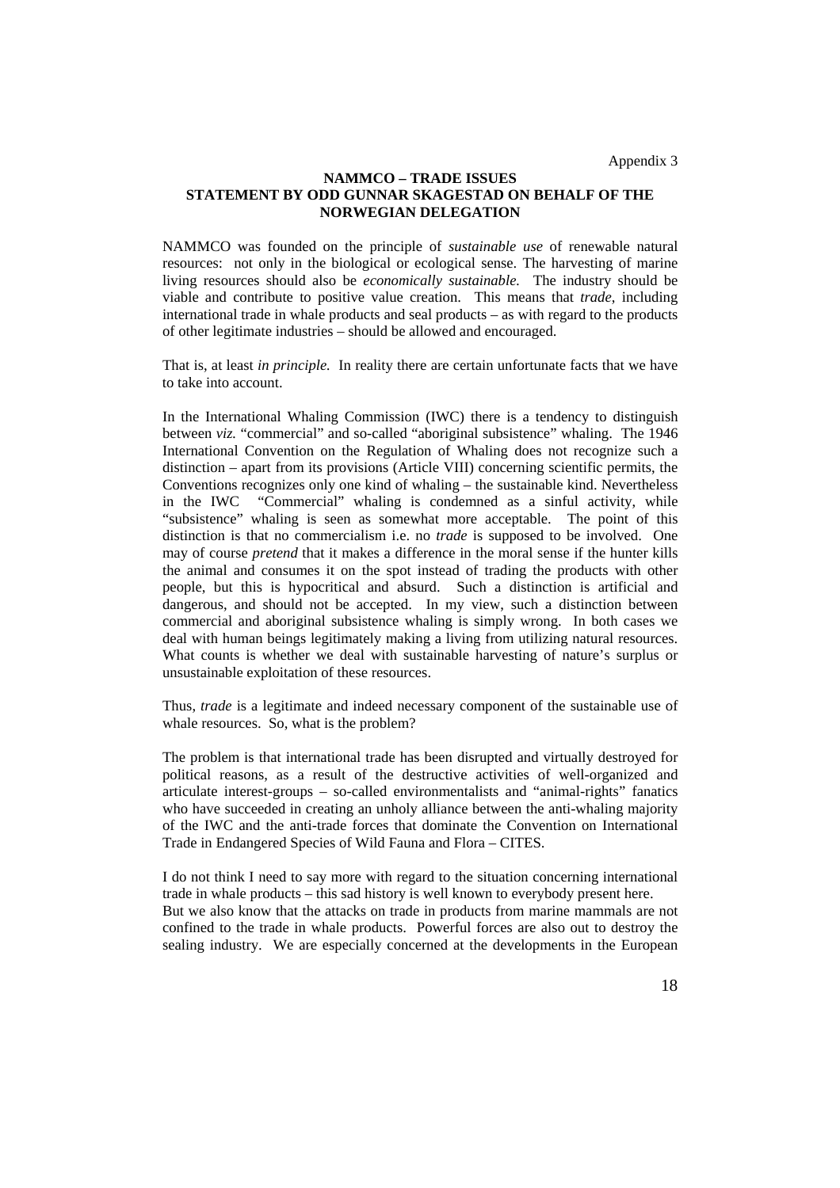Appendix 3

**NAMMCO – TRADE ISSUES**
**STATEMENT BY ODD GUNNAR SKAGESTAD ON BEHALF OF THE NORWEGIAN DELEGATION**

NAMMCO was founded on the principle of *sustainable use* of renewable natural resources: not only in the biological or ecological sense. The harvesting of marine living resources should also be *economically sustainable.* The industry should be viable and contribute to positive value creation. This means that *trade*, including international trade in whale products and seal products – as with regard to the products of other legitimate industries – should be allowed and encouraged.

That is, at least *in principle.* In reality there are certain unfortunate facts that we have to take into account.

In the International Whaling Commission (IWC) there is a tendency to distinguish between *viz.* "commercial" and so-called "aboriginal subsistence" whaling. The 1946 International Convention on the Regulation of Whaling does not recognize such a distinction – apart from its provisions (Article VIII) concerning scientific permits, the Conventions recognizes only one kind of whaling – the sustainable kind. Nevertheless in the IWC "Commercial" whaling is condemned as a sinful activity, while "subsistence" whaling is seen as somewhat more acceptable. The point of this distinction is that no commercialism i.e. no *trade* is supposed to be involved. One may of course *pretend* that it makes a difference in the moral sense if the hunter kills the animal and consumes it on the spot instead of trading the products with other people, but this is hypocritical and absurd. Such a distinction is artificial and dangerous, and should not be accepted. In my view, such a distinction between commercial and aboriginal subsistence whaling is simply wrong. In both cases we deal with human beings legitimately making a living from utilizing natural resources. What counts is whether we deal with sustainable harvesting of nature's surplus or unsustainable exploitation of these resources.

Thus, *trade* is a legitimate and indeed necessary component of the sustainable use of whale resources. So, what is the problem?

The problem is that international trade has been disrupted and virtually destroyed for political reasons, as a result of the destructive activities of well-organized and articulate interest-groups – so-called environmentalists and "animal-rights" fanatics who have succeeded in creating an unholy alliance between the anti-whaling majority of the IWC and the anti-trade forces that dominate the Convention on International Trade in Endangered Species of Wild Fauna and Flora – CITES.

I do not think I need to say more with regard to the situation concerning international trade in whale products – this sad history is well known to everybody present here.
But we also know that the attacks on trade in products from marine mammals are not confined to the trade in whale products. Powerful forces are also out to destroy the sealing industry. We are especially concerned at the developments in the European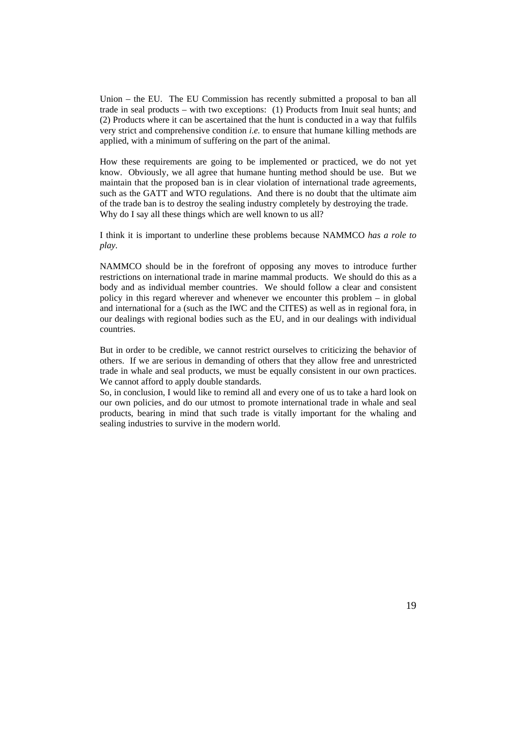Union – the EU. The EU Commission has recently submitted a proposal to ban all trade in seal products – with two exceptions: (1) Products from Inuit seal hunts; and (2) Products where it can be ascertained that the hunt is conducted in a way that fulfils very strict and comprehensive condition *i.e.* to ensure that humane killing methods are applied, with a minimum of suffering on the part of the animal.

How these requirements are going to be implemented or practiced, we do not yet know. Obviously, we all agree that humane hunting method should be use. But we maintain that the proposed ban is in clear violation of international trade agreements, such as the GATT and WTO regulations. And there is no doubt that the ultimate aim of the trade ban is to destroy the sealing industry completely by destroying the trade. Why do I say all these things which are well known to us all?

I think it is important to underline these problems because NAMMCO *has a role to play*.

NAMMCO should be in the forefront of opposing any moves to introduce further restrictions on international trade in marine mammal products. We should do this as a body and as individual member countries. We should follow a clear and consistent policy in this regard wherever and whenever we encounter this problem – in global and international for a (such as the IWC and the CITES) as well as in regional fora, in our dealings with regional bodies such as the EU, and in our dealings with individual countries.

But in order to be credible, we cannot restrict ourselves to criticizing the behavior of others. If we are serious in demanding of others that they allow free and unrestricted trade in whale and seal products, we must be equally consistent in our own practices. We cannot afford to apply double standards.

So, in conclusion, I would like to remind all and every one of us to take a hard look on our own policies, and do our utmost to promote international trade in whale and seal products, bearing in mind that such trade is vitally important for the whaling and sealing industries to survive in the modern world.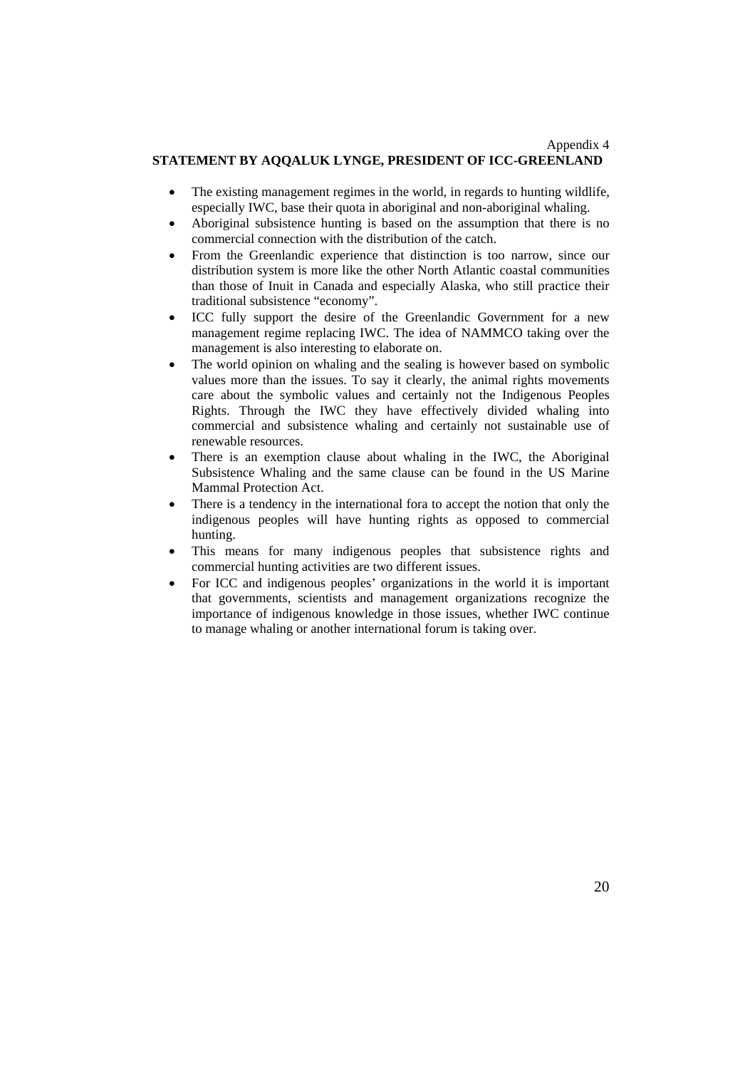Appendix 4

**STATEMENT BY AQQALUK LYNGE, PRESIDENT OF ICC-GREENLAND**

- The existing management regimes in the world, in regards to hunting wildlife, especially IWC, base their quota in aboriginal and non-aboriginal whaling.
- Aboriginal subsistence hunting is based on the assumption that there is no commercial connection with the distribution of the catch.
- From the Greenlandic experience that distinction is too narrow, since our distribution system is more like the other North Atlantic coastal communities than those of Inuit in Canada and especially Alaska, who still practice their traditional subsistence "economy".
- ICC fully support the desire of the Greenlandic Government for a new management regime replacing IWC. The idea of NAMMCO taking over the management is also interesting to elaborate on.
- The world opinion on whaling and the sealing is however based on symbolic values more than the issues. To say it clearly, the animal rights movements care about the symbolic values and certainly not the Indigenous Peoples Rights. Through the IWC they have effectively divided whaling into commercial and subsistence whaling and certainly not sustainable use of renewable resources.
- There is an exemption clause about whaling in the IWC, the Aboriginal Subsistence Whaling and the same clause can be found in the US Marine Mammal Protection Act.
- There is a tendency in the international fora to accept the notion that only the indigenous peoples will have hunting rights as opposed to commercial hunting.
- This means for many indigenous peoples that subsistence rights and commercial hunting activities are two different issues.
- For ICC and indigenous peoples' organizations in the world it is important that governments, scientists and management organizations recognize the importance of indigenous knowledge in those issues, whether IWC continue to manage whaling or another international forum is taking over.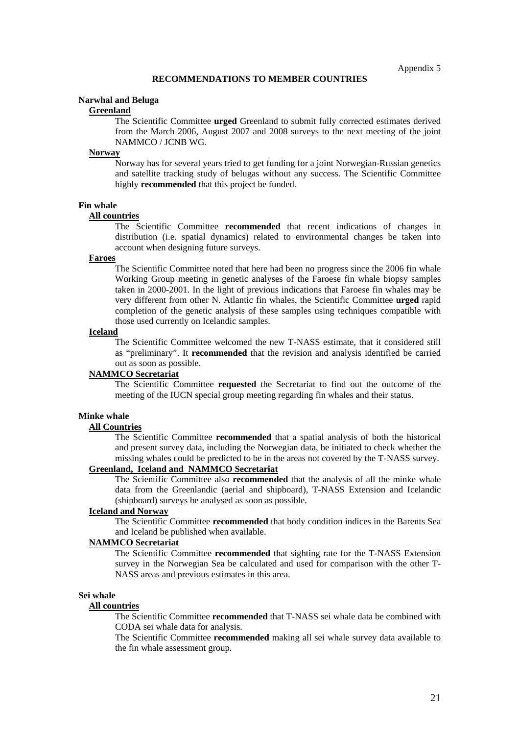Appendix 5

# RECOMMENDATIONS TO MEMBER COUNTRIES

## Narwhal and Beluga

### Greenland

The Scientific Committee **urged** Greenland to submit fully corrected estimates derived from the March 2006, August 2007 and 2008 surveys to the next meeting of the joint NAMMCO / JCNB WG.

### Norway

Norway has for several years tried to get funding for a joint Norwegian-Russian genetics and satellite tracking study of belugas without any success. The Scientific Committee highly **recommended** that this project be funded.

## Fin whale

### All countries

The Scientific Committee **recommended** that recent indications of changes in distribution (i.e. spatial dynamics) related to environmental changes be taken into account when designing future surveys.

### Faroes

The Scientific Committee noted that here had been no progress since the 2006 fin whale Working Group meeting in genetic analyses of the Faroese fin whale biopsy samples taken in 2000-2001. In the light of previous indications that Faroese fin whales may be very different from other N. Atlantic fin whales, the Scientific Committee **urged** rapid completion of the genetic analysis of these samples using techniques compatible with those used currently on Icelandic samples.

### Iceland

The Scientific Committee welcomed the new T-NASS estimate, that it considered still as "preliminary". It **recommended** that the revision and analysis identified be carried out as soon as possible.

### NAMMCO Secretariat

The Scientific Committee **requested** the Secretariat to find out the outcome of the meeting of the IUCN special group meeting regarding fin whales and their status.

## Minke whale

### All Countries

The Scientific Committee **recommended** that a spatial analysis of both the historical and present survey data, including the Norwegian data, be initiated to check whether the missing whales could be predicted to be in the areas not covered by the T-NASS survey.

### Greenland, Iceland and NAMMCO Secretariat

The Scientific Committee also **recommended** that the analysis of all the minke whale data from the Greenlandic (aerial and shipboard), T-NASS Extension and Icelandic (shipboard) surveys be analysed as soon as possible.

### Iceland and Norway

The Scientific Committee **recommended** that body condition indices in the Barents Sea and Iceland be published when available.

### NAMMCO Secretariat

The Scientific Committee **recommended** that sighting rate for the T-NASS Extension survey in the Norwegian Sea be calculated and used for comparison with the other T-NASS areas and previous estimates in this area.

## Sei whale

### All countries

The Scientific Committee **recommended** that T-NASS sei whale data be combined with CODA sei whale data for analysis.

The Scientific Committee **recommended** making all sei whale survey data available to the fin whale assessment group.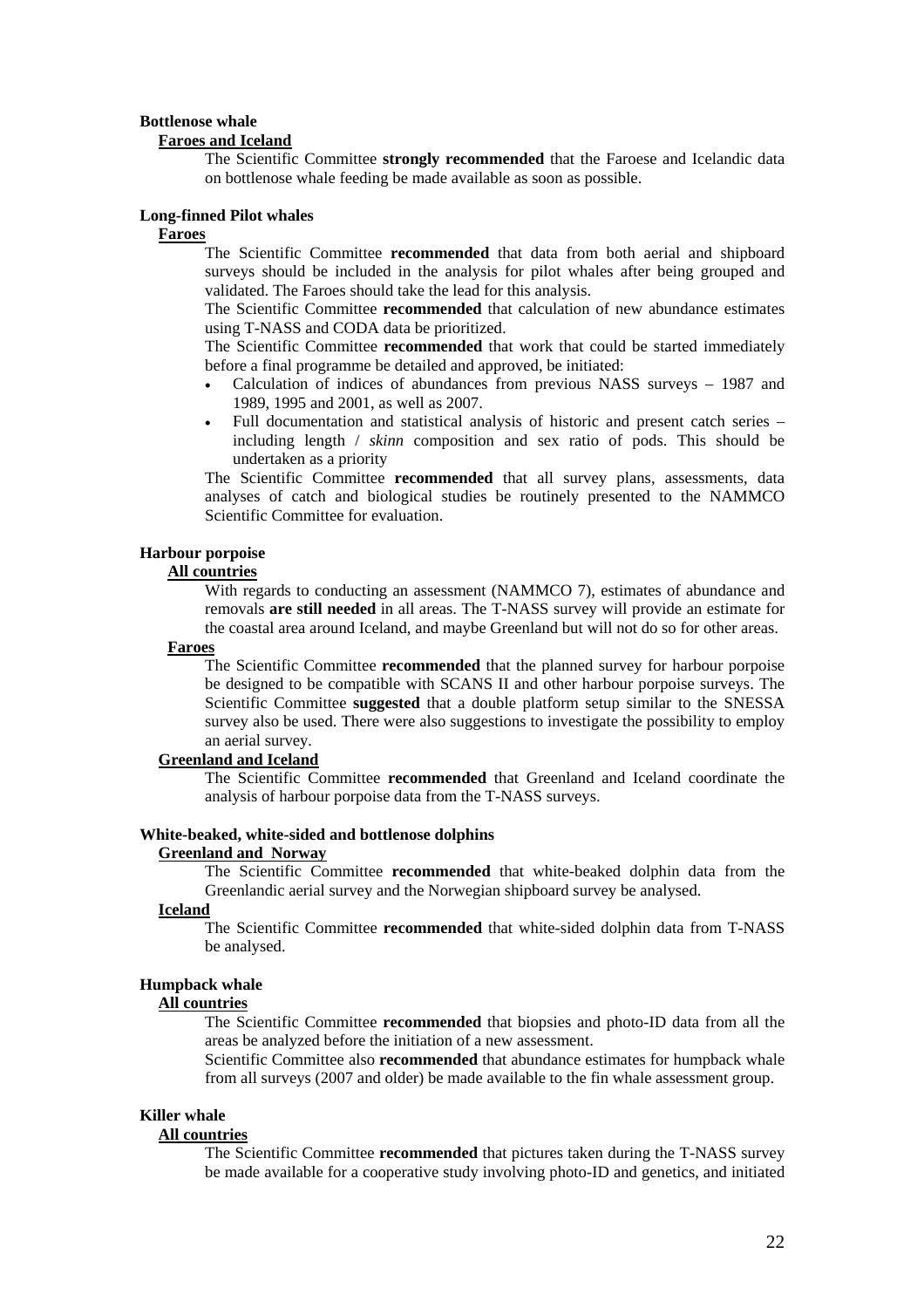**Bottlenose whale**

**Faroes and Iceland**

The Scientific Committee **strongly recommended** that the Faroese and Icelandic data on bottlenose whale feeding be made available as soon as possible.

**Long-finned Pilot whales**

**Faroes**

The Scientific Committee **recommended** that data from both aerial and shipboard surveys should be included in the analysis for pilot whales after being grouped and validated. The Faroes should take the lead for this analysis.

The Scientific Committee **recommended** that calculation of new abundance estimates using T-NASS and CODA data be prioritized.

The Scientific Committee **recommended** that work that could be started immediately before a final programme be detailed and approved, be initiated:

- Calculation of indices of abundances from previous NASS surveys – 1987 and 1989, 1995 and 2001, as well as 2007.
- Full documentation and statistical analysis of historic and present catch series – including length / *skinn* composition and sex ratio of pods. This should be undertaken as a priority

The Scientific Committee **recommended** that all survey plans, assessments, data analyses of catch and biological studies be routinely presented to the NAMMCO Scientific Committee for evaluation.

**Harbour porpoise**

**All countries**

With regards to conducting an assessment (NAMMCO 7), estimates of abundance and removals **are still needed** in all areas. The T-NASS survey will provide an estimate for the coastal area around Iceland, and maybe Greenland but will not do so for other areas.

**Faroes**

The Scientific Committee **recommended** that the planned survey for harbour porpoise be designed to be compatible with SCANS II and other harbour porpoise surveys. The Scientific Committee **suggested** that a double platform setup similar to the SNESSA survey also be used. There were also suggestions to investigate the possibility to employ an aerial survey.

**Greenland and Iceland**

The Scientific Committee **recommended** that Greenland and Iceland coordinate the analysis of harbour porpoise data from the T-NASS surveys.

**White-beaked, white-sided and bottlenose dolphins**

**Greenland and Norway**

The Scientific Committee **recommended** that white-beaked dolphin data from the Greenlandic aerial survey and the Norwegian shipboard survey be analysed.

**Iceland**

The Scientific Committee **recommended** that white-sided dolphin data from T-NASS be analysed.

**Humpback whale**

**All countries**

The Scientific Committee **recommended** that biopsies and photo-ID data from all the areas be analyzed before the initiation of a new assessment.

Scientific Committee also **recommended** that abundance estimates for humpback whale from all surveys (2007 and older) be made available to the fin whale assessment group.

**Killer whale**

**All countries**

The Scientific Committee **recommended** that pictures taken during the T-NASS survey be made available for a cooperative study involving photo-ID and genetics, and initiated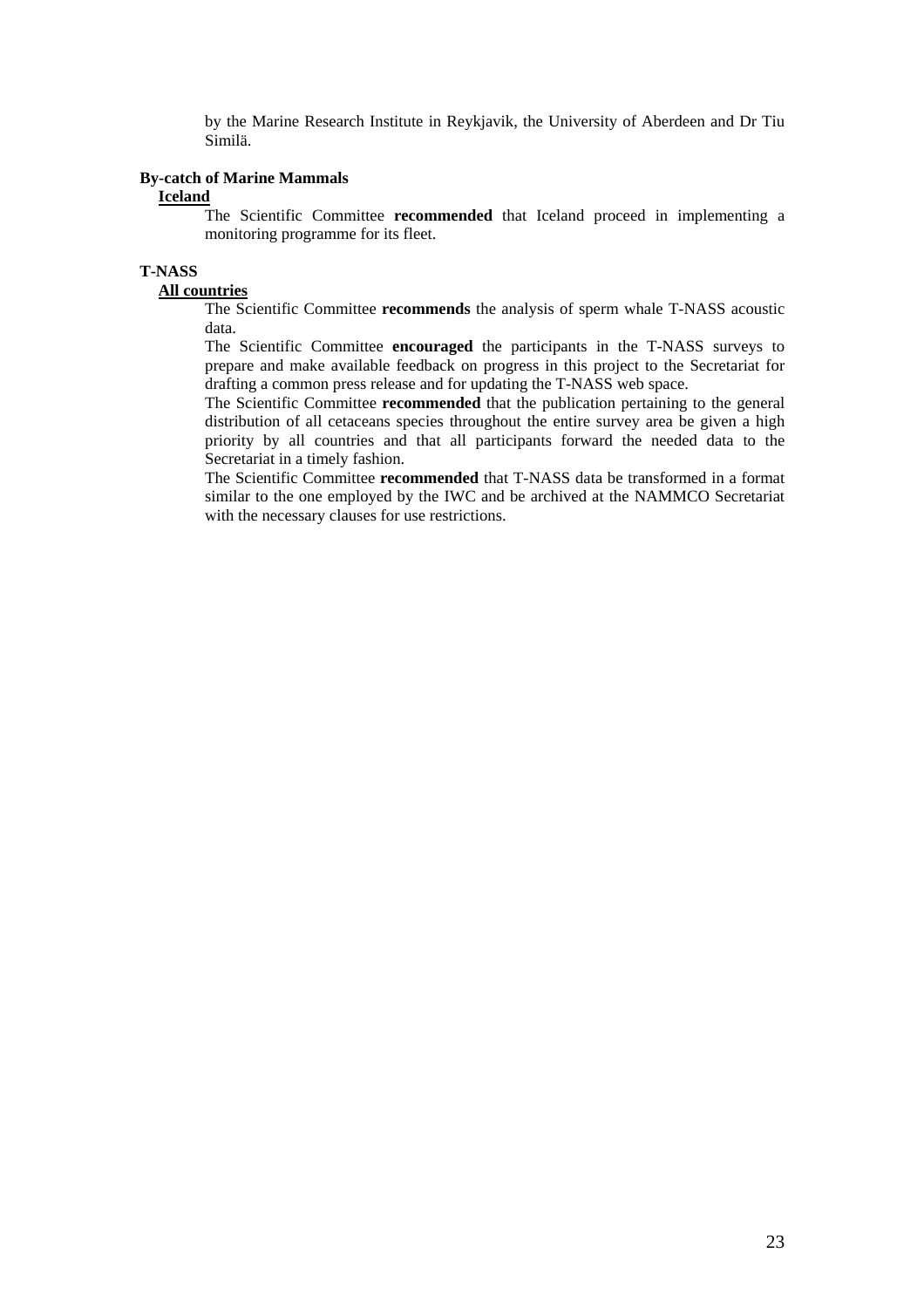by the Marine Research Institute in Reykjavik, the University of Aberdeen and Dr Tiu Similä.

**By-catch of Marine Mammals**

**Iceland**

The Scientific Committee **recommended** that Iceland proceed in implementing a monitoring programme for its fleet.

**T-NASS**

**All countries**

The Scientific Committee **recommends** the analysis of sperm whale T-NASS acoustic data.

The Scientific Committee **encouraged** the participants in the T-NASS surveys to prepare and make available feedback on progress in this project to the Secretariat for drafting a common press release and for updating the T-NASS web space.

The Scientific Committee **recommended** that the publication pertaining to the general distribution of all cetaceans species throughout the entire survey area be given a high priority by all countries and that all participants forward the needed data to the Secretariat in a timely fashion.

The Scientific Committee **recommended** that T-NASS data be transformed in a format similar to the one employed by the IWC and be archived at the NAMMCO Secretariat with the necessary clauses for use restrictions.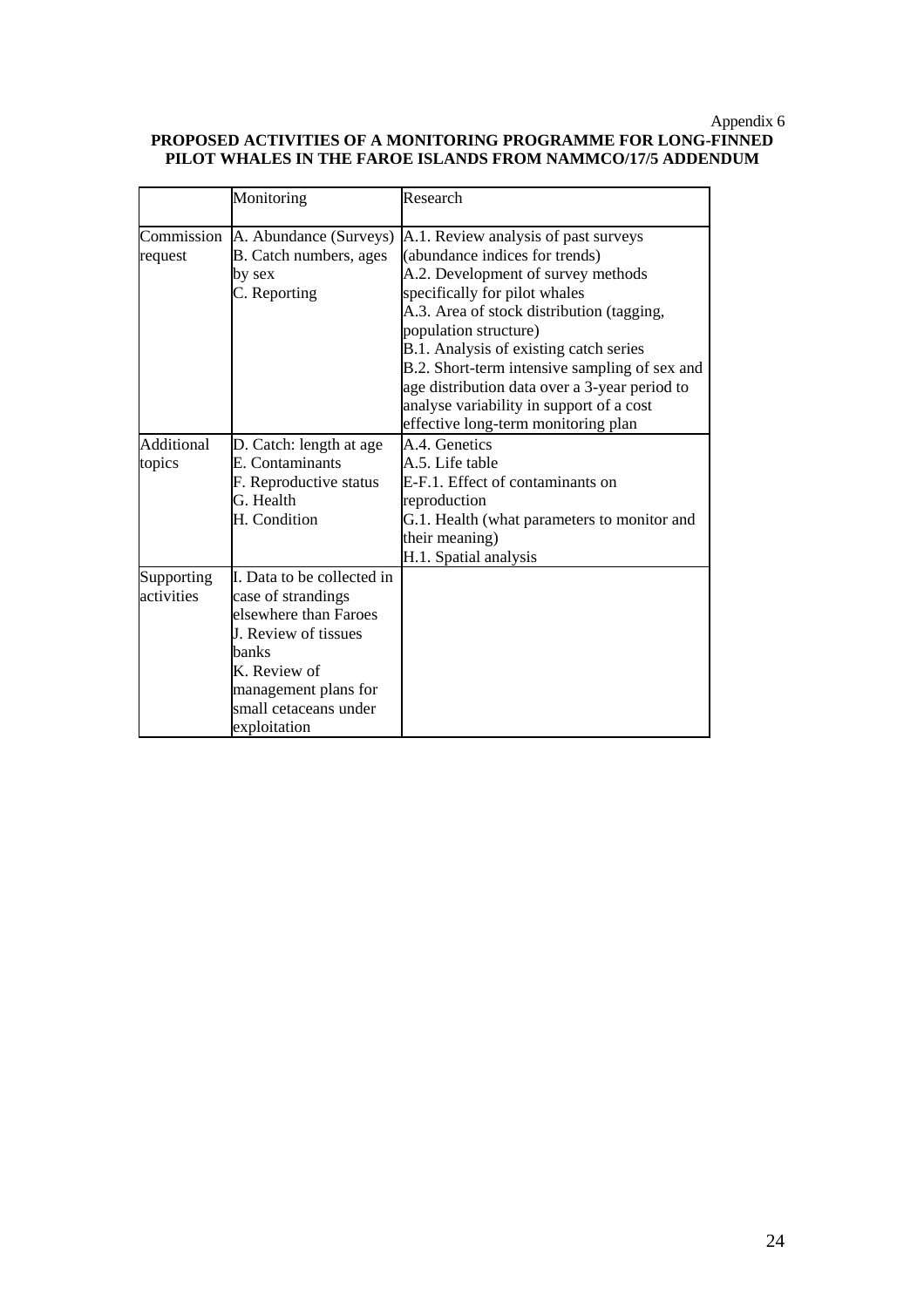Appendix 6

**PROPOSED ACTIVITIES OF A MONITORING PROGRAMME FOR LONG-FINNED PILOT WHALES IN THE FAROE ISLANDS FROM NAMMCO/17/5 ADDENDUM**

| | Monitoring | Research |
|---|---|---|
| Commission request | A. Abundance (Surveys)<br>B. Catch numbers, ages by sex<br>C. Reporting | A.1. Review analysis of past surveys (abundance indices for trends)<br>A.2. Development of survey methods specifically for pilot whales<br>A.3. Area of stock distribution (tagging, population structure)<br>B.1. Analysis of existing catch series<br>B.2. Short-term intensive sampling of sex and age distribution data over a 3-year period to analyse variability in support of a cost effective long-term monitoring plan |
| Additional topics | D. Catch: length at age<br>E. Contaminants<br>F. Reproductive status<br>G. Health<br>H. Condition | A.4. Genetics<br>A.5. Life table<br>E-F.1. Effect of contaminants on reproduction<br>G.1. Health (what parameters to monitor and their meaning)<br>H.1. Spatial analysis |
| Supporting activities | I. Data to be collected in case of strandings elsewhere than Faroes<br>J. Review of tissues banks<br>K. Review of management plans for small cetaceans under exploitation | |